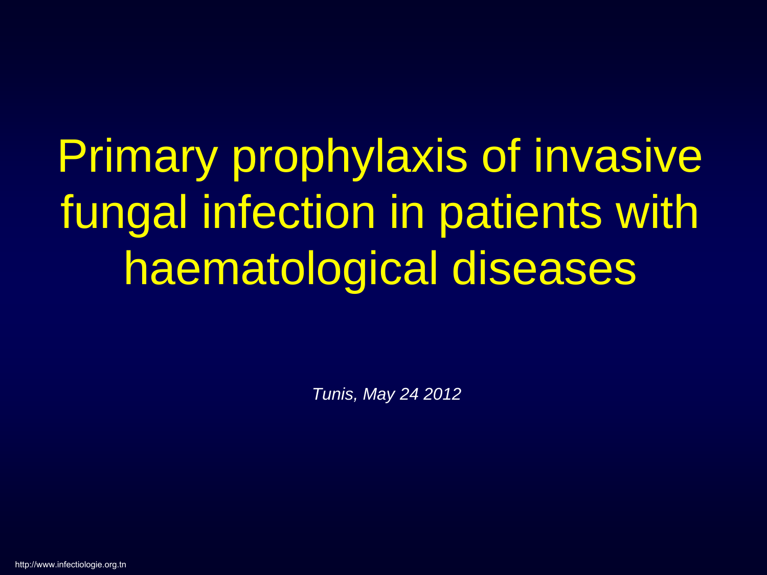# Primary prophylaxis of invasive fungal infection in patients with haematological diseases

*Tunis, May 24 2012*

http://www.infectiologie.org.tn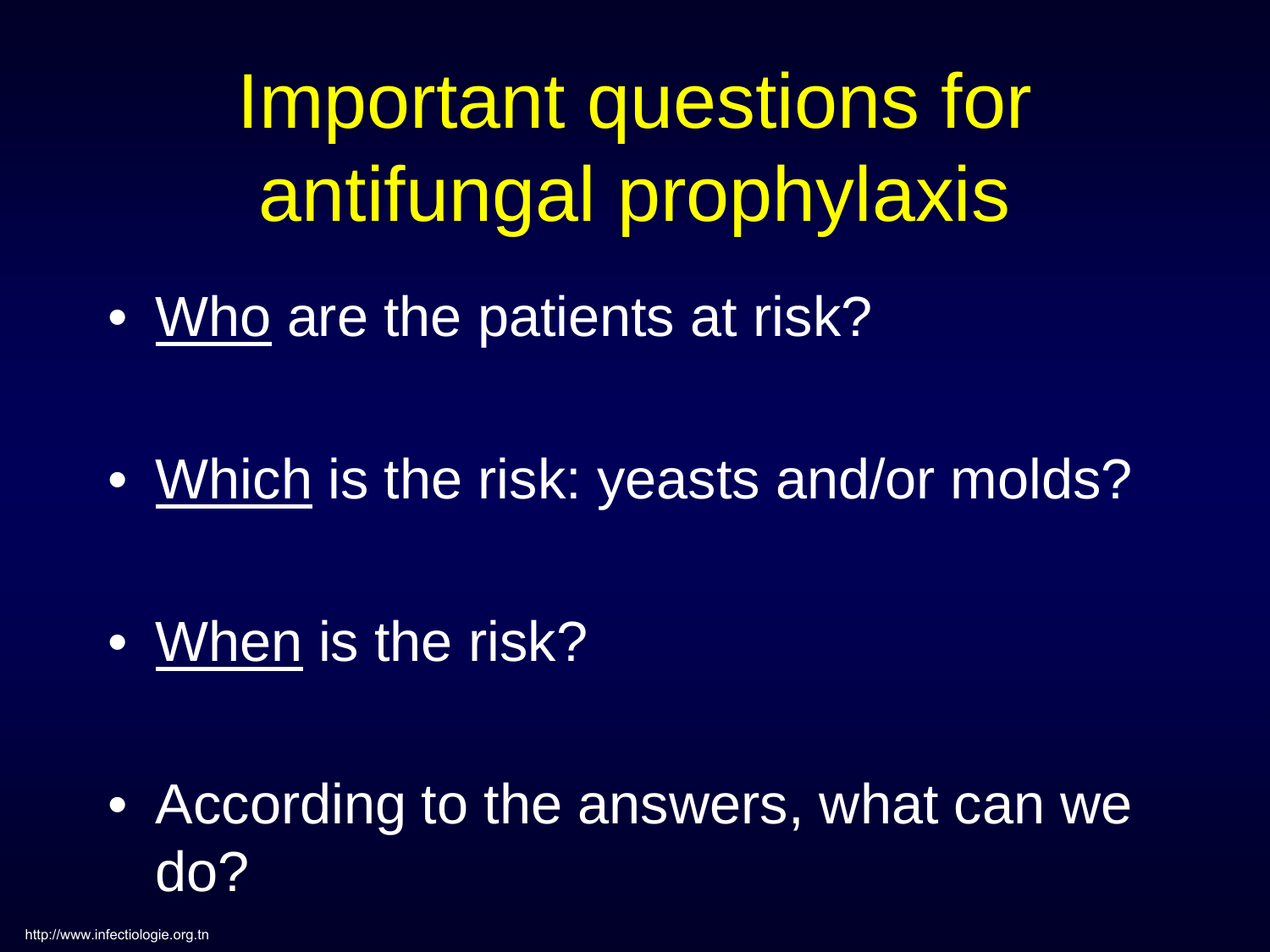# Important questions for antifungal prophylaxis

- Who are the patients at risk?
- Which is the risk: yeasts and/or molds?
- When is the risk?
- According to the answers, what can we do?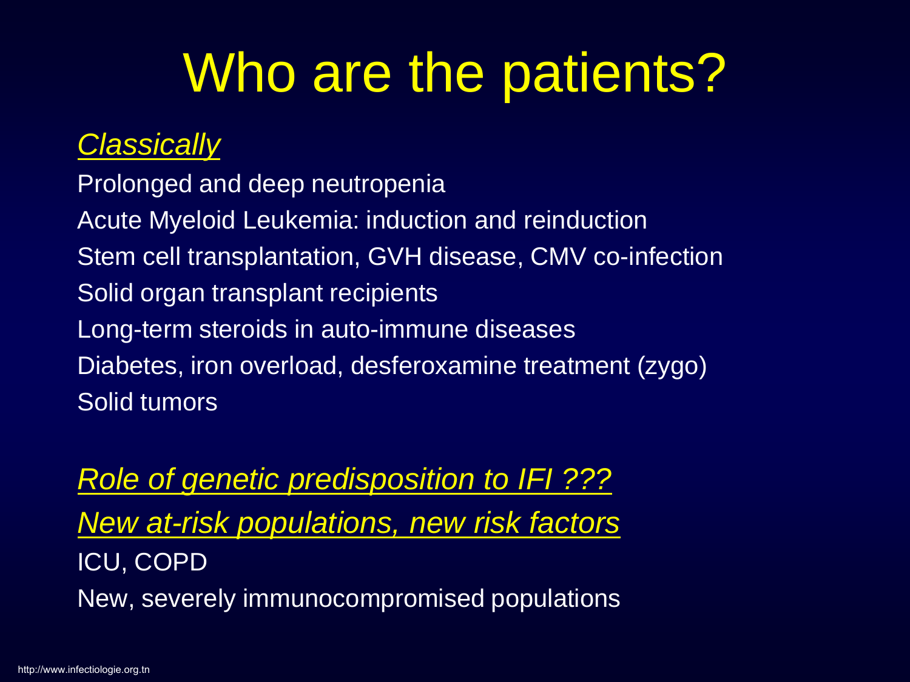# Who are the patients?

*Classically*

Prolonged and deep neutropenia

Acute Myeloid Leukemia: induction and reinduction

Stem cell transplantation, GVH disease, CMV co-infection

Solid organ transplant recipients

Long-term steroids in auto-immune diseases

Diabetes, iron overload, desferoxamine treatment (zygo)

Solid tumors

*Role of genetic predisposition to IFI ???*

*New at-risk populations, new risk factors*

ICU, COPD

New, severely immunocompromised populations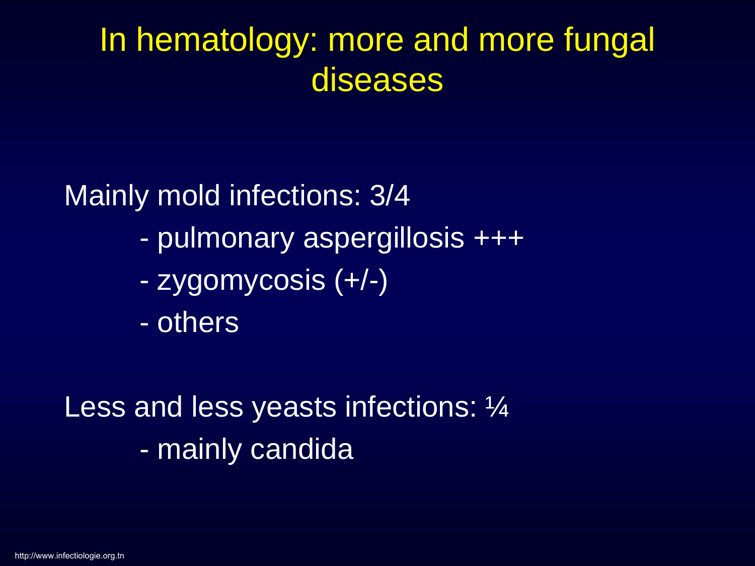# In hematology: more and more fungal diseases

Mainly mold infections: 3/4

- pulmonary aspergillosis +++
- zygomycosis (+/-)
- others

Less and less yeasts infections: ¼

- mainly candida

http://www.infectiologie.org.tn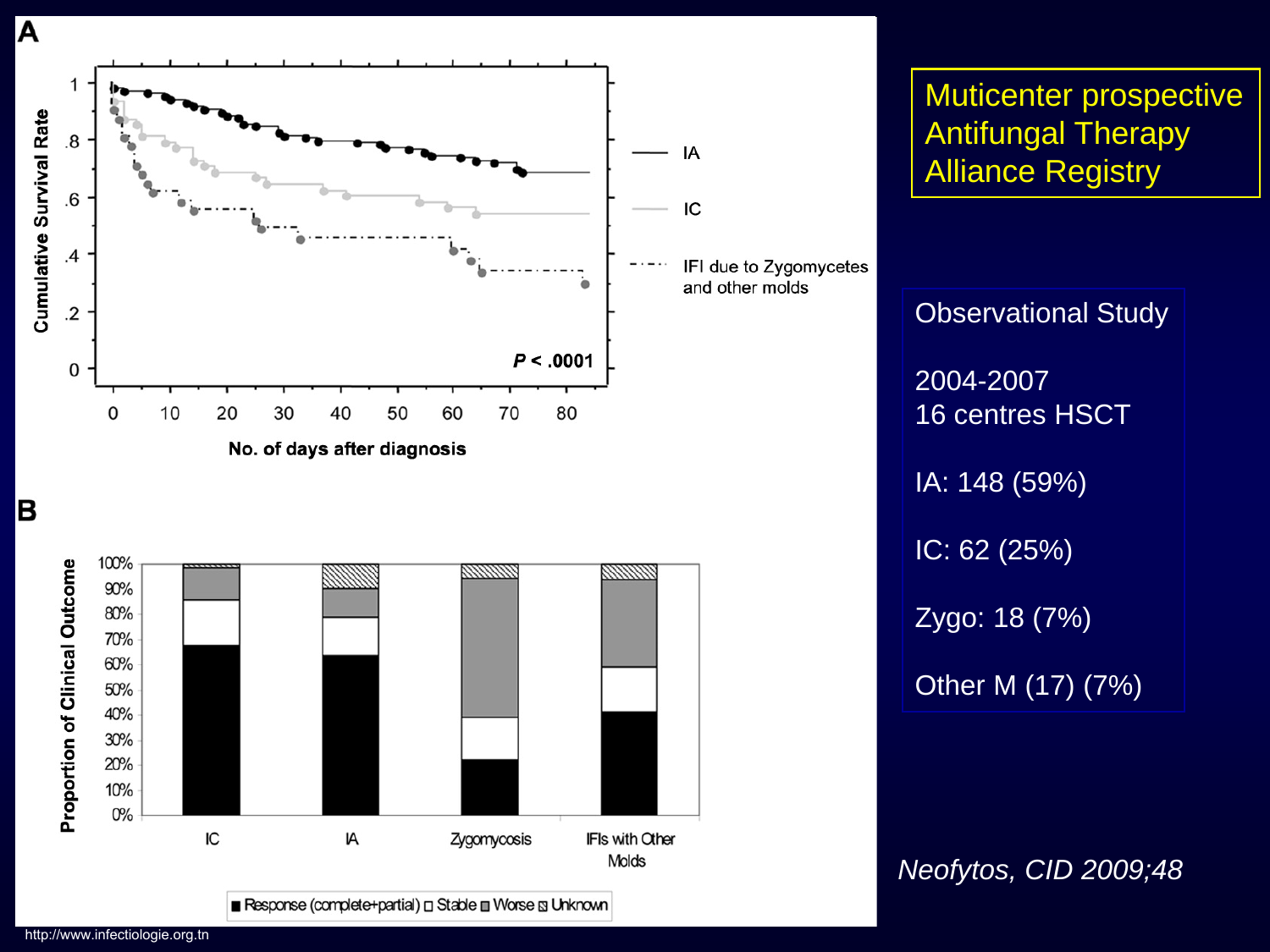# Muticenter prospective Antifungal Therapy Alliance Registry

**A**

Cumulative Survival Rate (y-axis: 0, .2, .4, .6, .8, 1)

No. of days after diagnosis (x-axis: 0, 10, 20, 30, 40, 50, 60, 70, 80)

- IA
- IC
- IFI due to Zygomycetes and other molds

$P < .0001$

**B**

Proportion of Clinical Outcome (0%–100%)

IC | IA | Zygomycosis | IFIs with Other Molds

■ Response (complete+partial) □ Stable ■ Worse ▨ Unknown

Observational Study

2004-2007
16 centres HSCT

IA: 148 (59%)

IC: 62 (25%)

Zygo: 18 (7%)

Other M (17) (7%)

*Neofytos, CID 2009;48*

http://www.infectiologie.org.tn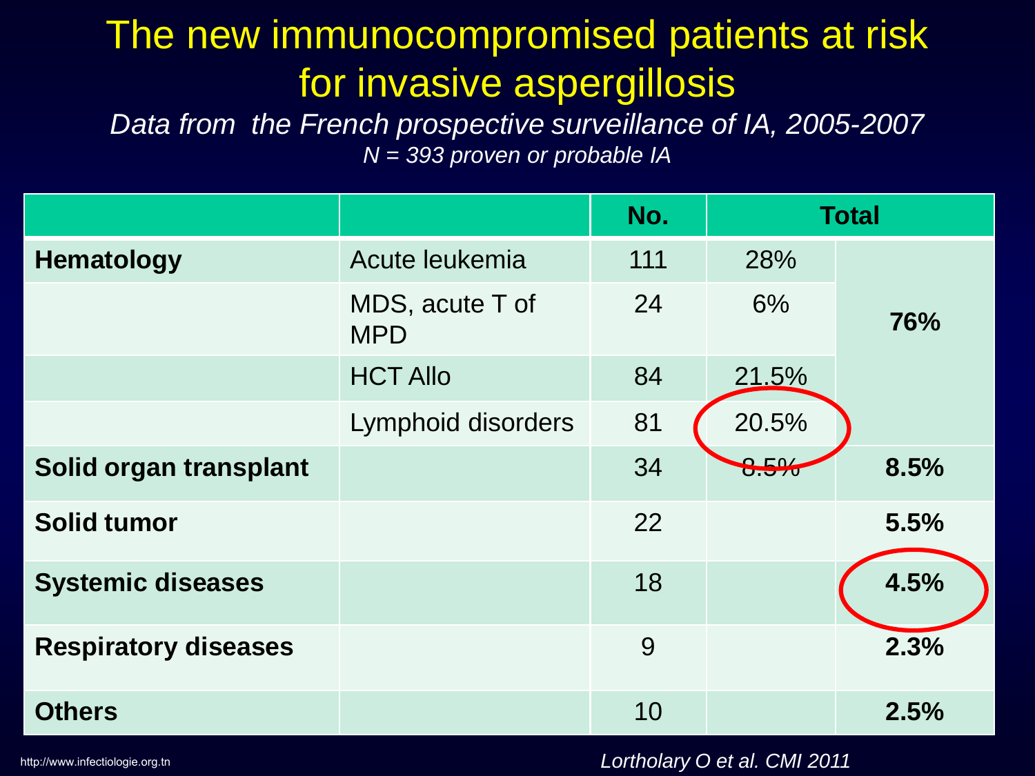# The new immunocompromised patients at risk for invasive aspergillosis

*Data from the French prospective surveillance of IA, 2005-2007*

*N = 393 proven or probable IA*

| | | No. | Total | |
|---|---|---|---|---|
| **Hematology** | Acute leukemia | 111 | 28% | **76%** |
| | MDS, acute T of MPD | 24 | 6% | |
| | HCT Allo | 84 | 21.5% | |
| | Lymphoid disorders | 81 | 20.5% | |
| **Solid organ transplant** | | 34 | 8.5% | **8.5%** |
| **Solid tumor** | | 22 | | **5.5%** |
| **Systemic diseases** | | 18 | | **4.5%** |
| **Respiratory diseases** | | 9 | | **2.3%** |
| **Others** | | 10 | | **2.5%** |

http://www.infectiologie.org.tn

*Lortholary O et al. CMI 2011*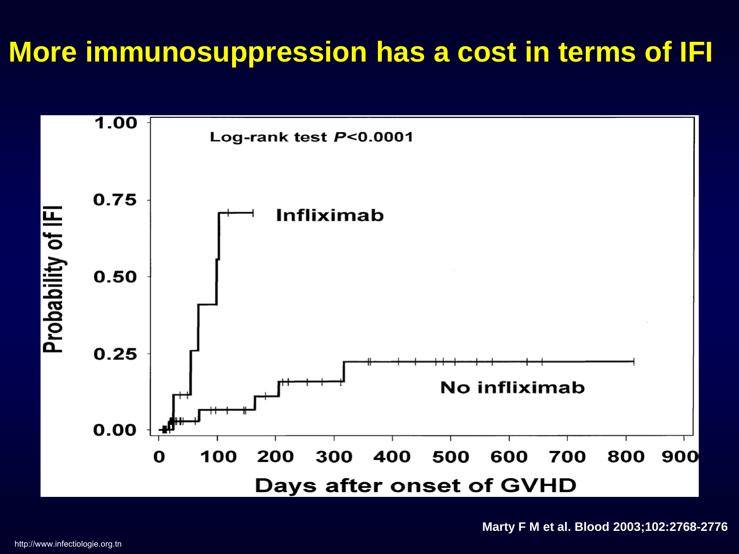# More immunosuppression has a cost in terms of IFI

Log-rank test $P<0.0001$

Probability of IFI

Infliximab

No infliximab

Days after onset of GVHD

Marty F M et al. Blood 2003;102:2768-2776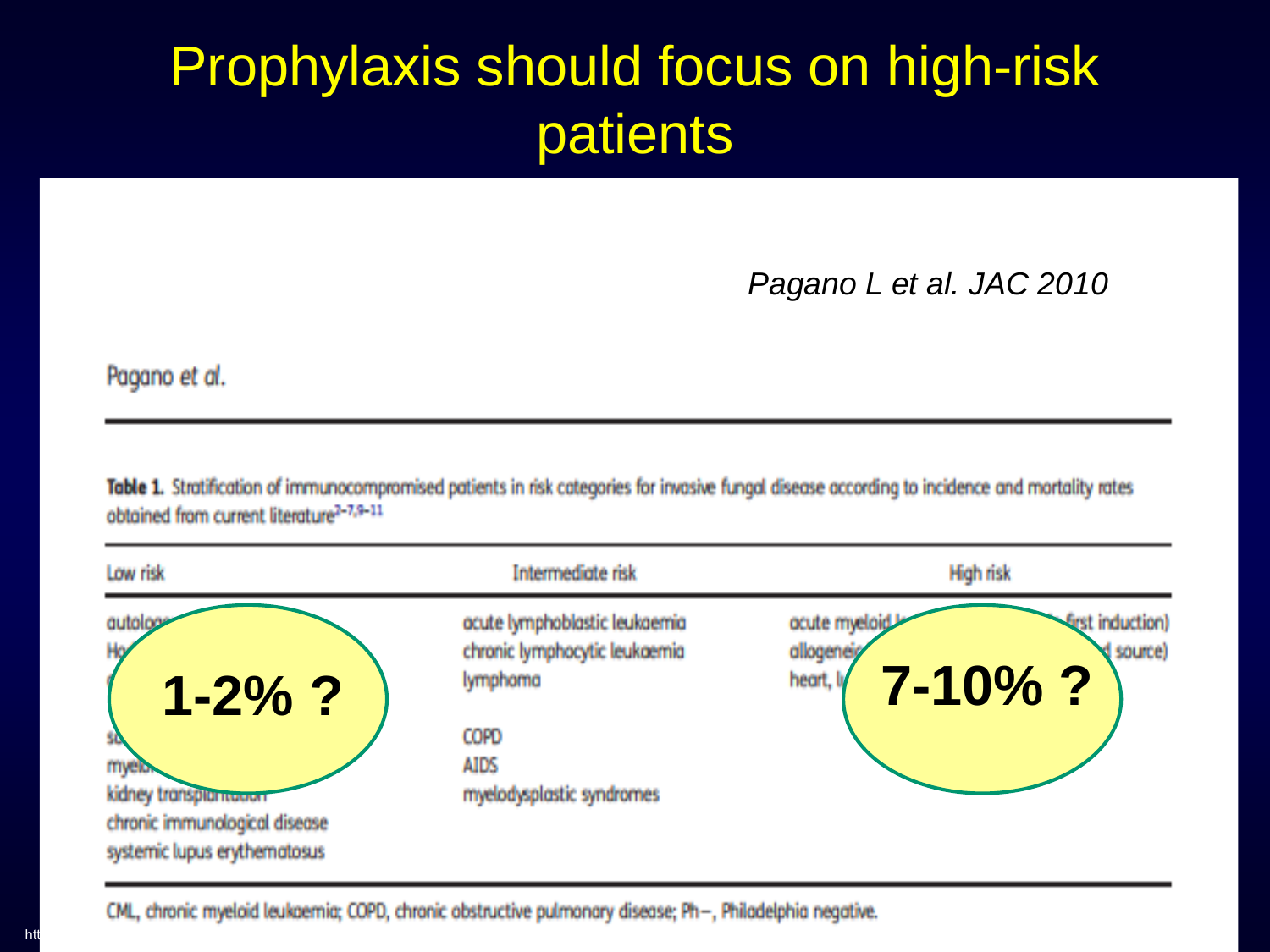# Prophylaxis should focus on high-risk patients

*Pagano L et al. JAC 2010*

Pagano *et al.*

**Table 1.** Stratification of immunocompromised patients in risk categories for invasive fungal disease according to incidence and mortality rates obtained from current literature[2–7,9–11]

| Low risk | Intermediate risk | High risk |
|---|---|---|
| autolog... | acute lymphoblastic leukaemia | acute myeloid l... first induction) |
| Ho... | chronic lymphocytic leukaemia | allogenei... source) |
| ... | lymphoma | heart, l... |
| sc... | COPD | |
| myelo... | AIDS | |
| kidney transplantation | myelodysplastic syndromes | |
| chronic immunological disease | | |
| systemic lupus erythematosus | | |

CML, chronic myeloid leukaemia; COPD, chronic obstructive pulmonary disease; Ph−, Philadelphia negative.

**1-2% ?**

**7-10% ?**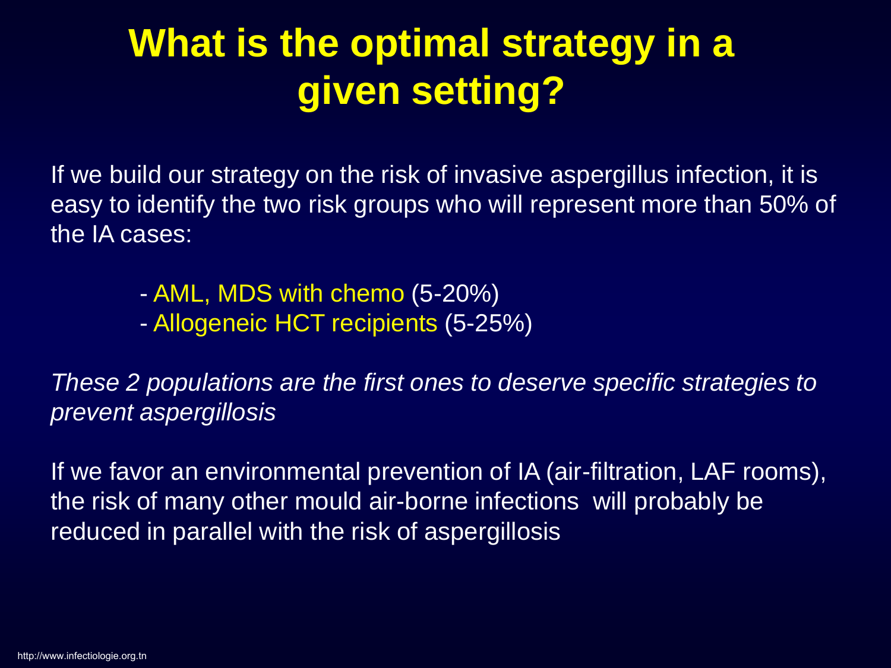# What is the optimal strategy in a given setting?

If we build our strategy on the risk of invasive aspergillus infection, it is easy to identify the two risk groups who will represent more than 50% of the IA cases:

- AML, MDS with chemo (5-20%)
- Allogeneic HCT recipients (5-25%)

*These 2 populations are the first ones to deserve specific strategies to prevent aspergillosis*

If we favor an environmental prevention of IA (air-filtration, LAF rooms), the risk of many other mould air-borne infections will probably be reduced in parallel with the risk of aspergillosis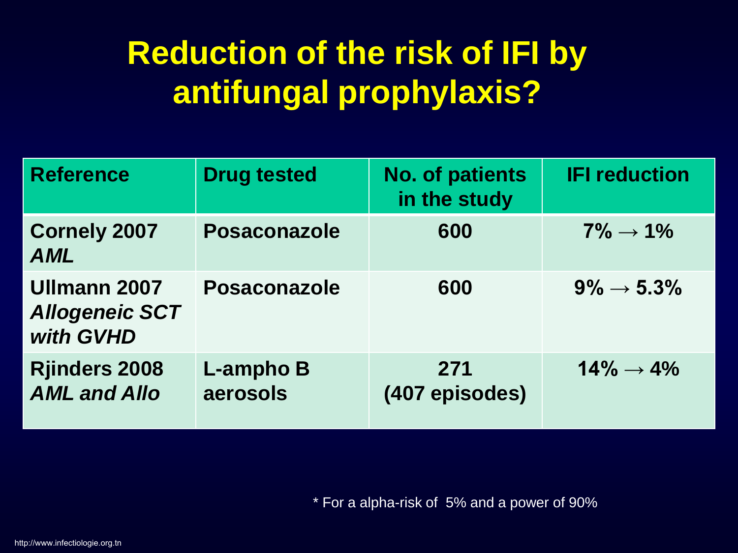# Reduction of the risk of IFI by antifungal prophylaxis?

| Reference | Drug tested | No. of patients in the study | IFI reduction |
|---|---|---|---|
| **Cornely 2007** *AML* | Posaconazole | 600 | 7% → 1% |
| **Ullmann 2007** *Allogeneic SCT with GVHD* | Posaconazole | 600 | 9% → 5.3% |
| **Rjinders 2008** *AML and Allo* | L-ampho B aerosols | 271 (407 episodes) | 14% → 4% |

* For a alpha-risk of 5% and a power of 90%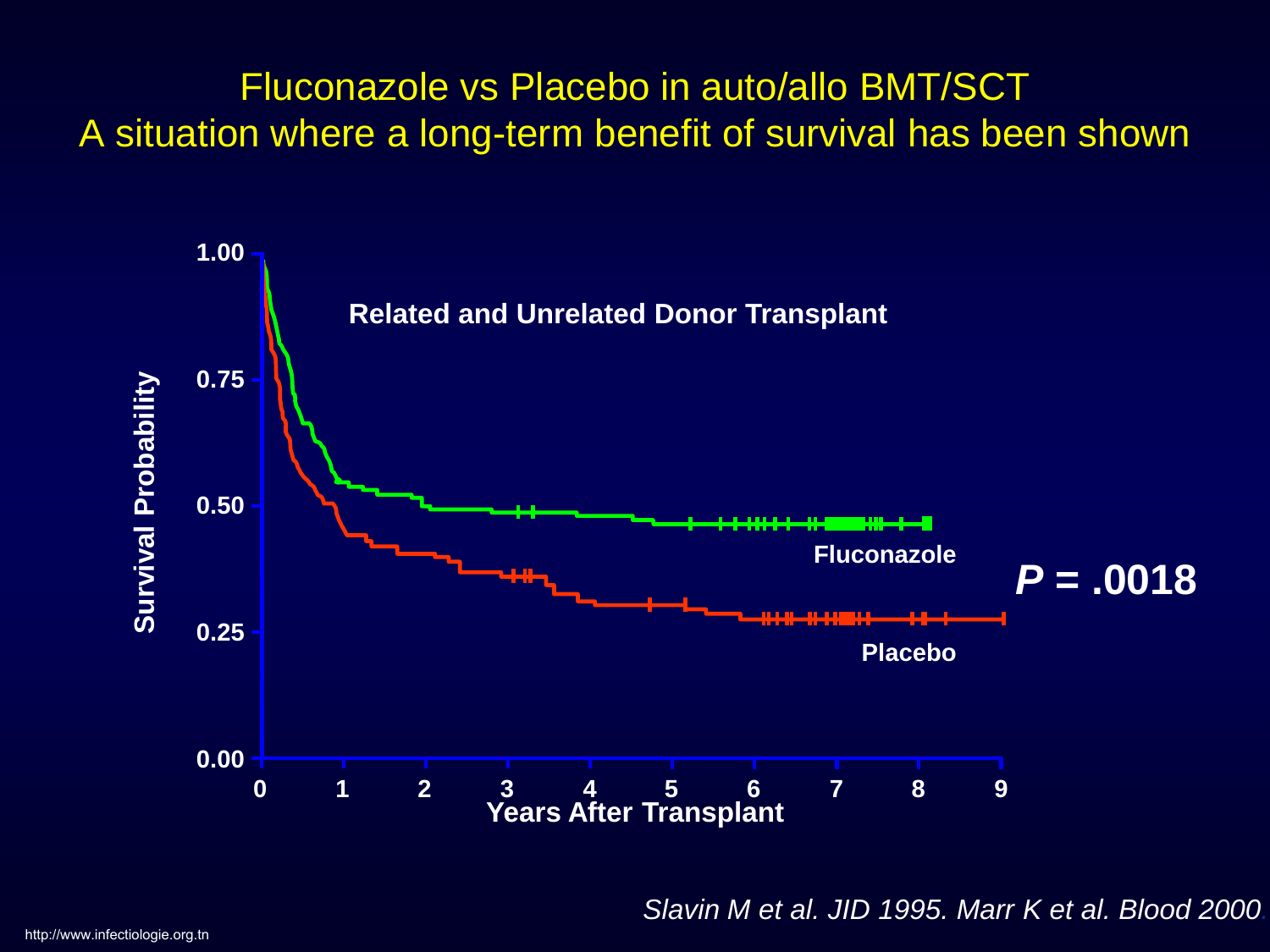# Fluconazole vs Placebo in auto/allo BMT/SCT
## A situation where a long-term benefit of survival has been shown

**Related and Unrelated Donor Transplant**

Survival Probability: 1.00, 0.75, 0.50, 0.25, 0.00

Years After Transplant: 0, 1, 2, 3, 4, 5, 6, 7, 8, 9

**Fluconazole**

**Placebo**

***P* = .0018**

*Slavin M et al. JID 1995. Marr K et al. Blood 2000.*

http://www.infectiologie.org.tn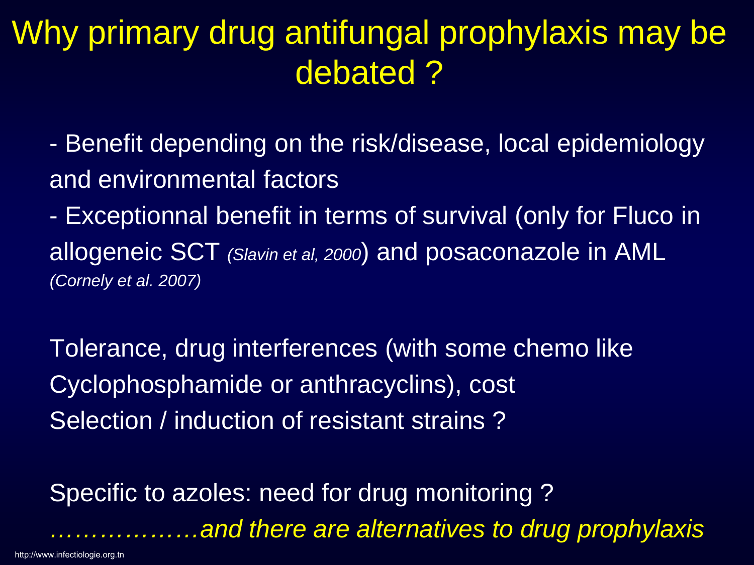# Why primary drug antifungal prophylaxis may be debated ?

- Benefit depending on the risk/disease, local epidemiology and environmental factors
- Exceptionnal benefit in terms of survival (only for Fluco in allogeneic SCT *(Slavin et al, 2000)*) and posaconazole in AML *(Cornely et al. 2007)*

Tolerance, drug interferences (with some chemo like Cyclophosphamide or anthracyclins), cost

Selection / induction of resistant strains ?

Specific to azoles: need for drug monitoring ?

*………………and there are alternatives to drug prophylaxis*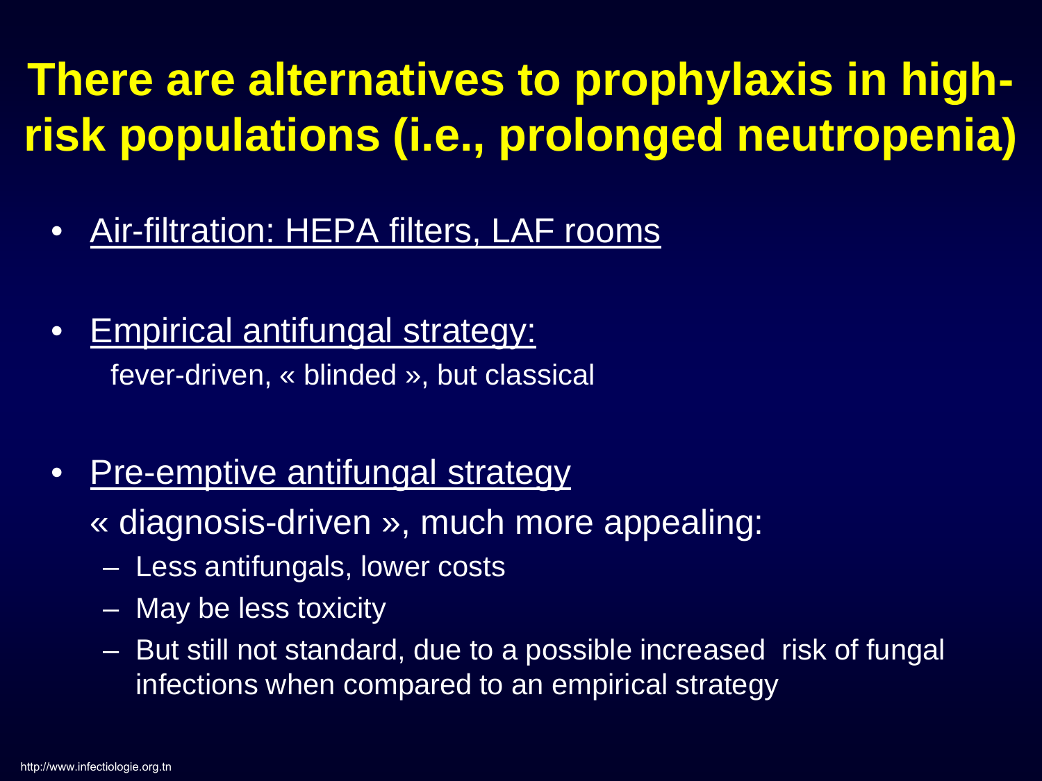# There are alternatives to prophylaxis in high-risk populations (i.e., prolonged neutropenia)

- Air-filtration: HEPA filters, LAF rooms

- Empirical antifungal strategy:
  fever-driven, « blinded », but classical

- Pre-emptive antifungal strategy
  « diagnosis-driven », much more appealing:
  - Less antifungals, lower costs
  - May be less toxicity
  - But still not standard, due to a possible increased risk of fungal infections when compared to an empirical strategy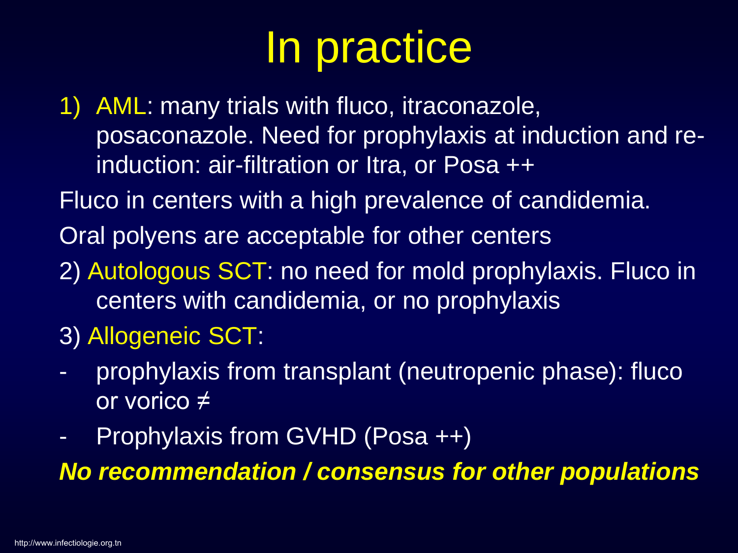# In practice

1) AML: many trials with fluco, itraconazole, posaconazole. Need for prophylaxis at induction and re-induction: air-filtration or Itra, or Posa ++

Fluco in centers with a high prevalence of candidemia.

Oral polyens are acceptable for other centers

2) Autologous SCT: no need for mold prophylaxis. Fluco in centers with candidemia, or no prophylaxis

3) Allogeneic SCT:

- prophylaxis from transplant (neutropenic phase): fluco or vorico ≠
- Prophylaxis from GVHD (Posa ++)

***No recommendation / consensus for other populations***

http://www.infectiologie.org.tn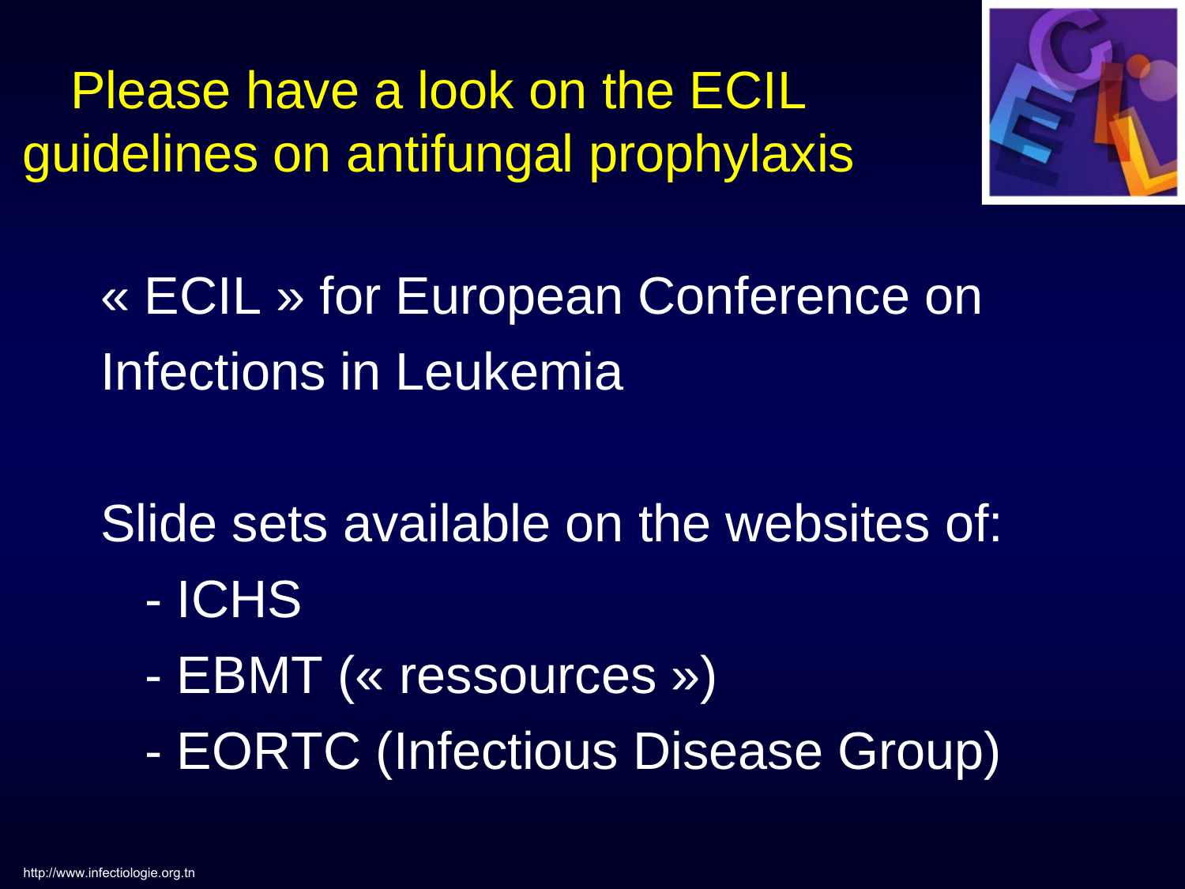# Please have a look on the ECIL guidelines on antifungal prophylaxis

« ECIL » for European Conference on Infections in Leukemia

Slide sets available on the websites of:

- ICHS
- EBMT (« ressources »)
- EORTC (Infectious Disease Group)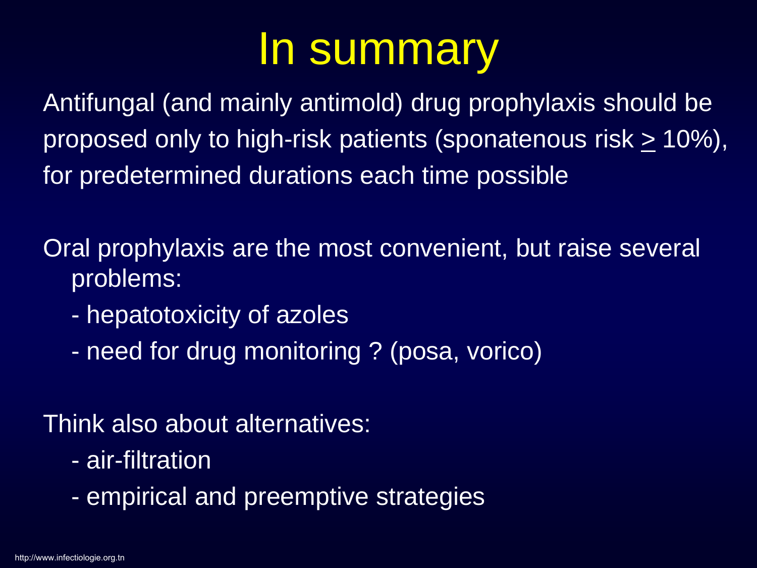# In summary

Antifungal (and mainly antimold) drug prophylaxis should be proposed only to high-risk patients (sponatenous risk $\geq$ 10%), for predetermined durations each time possible

Oral prophylaxis are the most convenient, but raise several problems:

- hepatotoxicity of azoles
- need for drug monitoring ? (posa, vorico)

Think also about alternatives:

- air-filtration
- empirical and preemptive strategies

http://www.infectiologie.org.tn